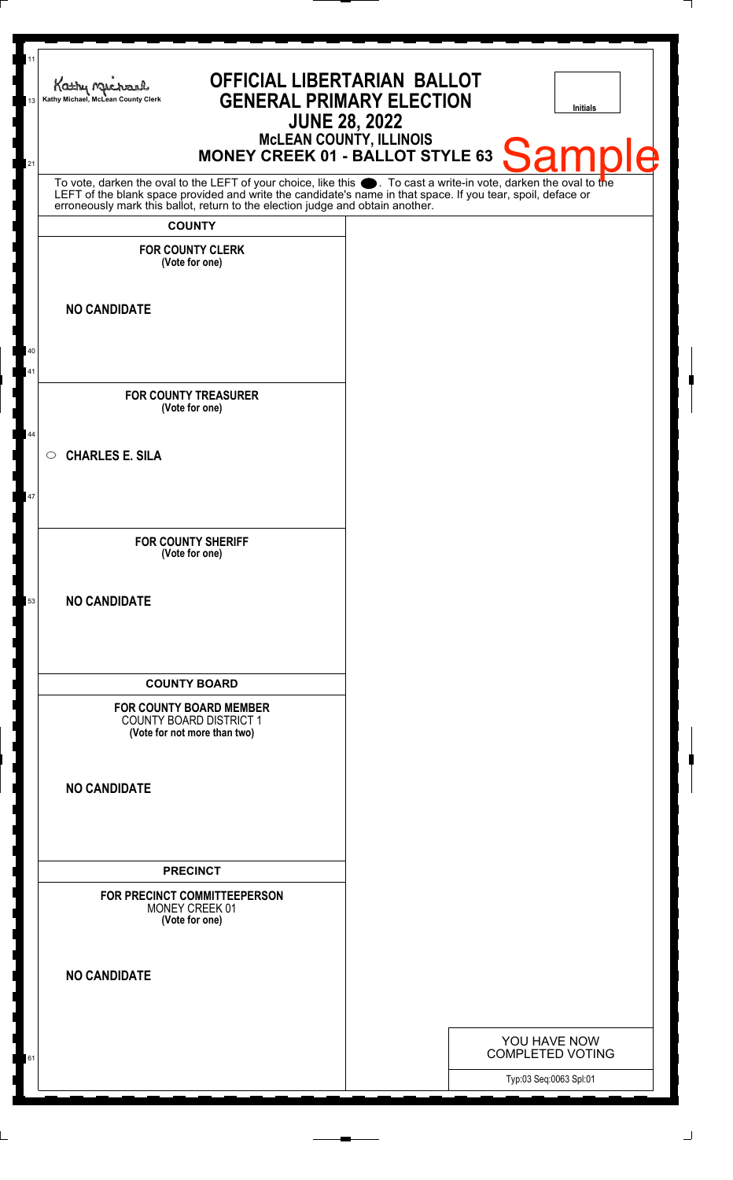Kathy Michael, McLean County Clerk

# OFFICIAL LIBERTARIAN BALLOT
## GENERAL PRIMARY ELECTION
### JUNE 28, 2022
### McLEAN COUNTY, ILLINOIS
### MONEY CREEK 01 - BALLOT STYLE 63

Sample

Initials

To vote, darken the oval to the LEFT of your choice, like this ⬬. To cast a write-in vote, darken the oval to the LEFT of the blank space provided and write the candidate's name in that space. If you tear, spoil, deface or erroneously mark this ballot, return to the election judge and obtain another.

## COUNTY

**FOR COUNTY CLERK**
**(Vote for one)**

**NO CANDIDATE**

**FOR COUNTY TREASURER**
**(Vote for one)**

○ **CHARLES E. SILA**

**FOR COUNTY SHERIFF**
**(Vote for one)**

**NO CANDIDATE**

## COUNTY BOARD

**FOR COUNTY BOARD MEMBER**
COUNTY BOARD DISTRICT 1
**(Vote for not more than two)**

**NO CANDIDATE**

## PRECINCT

**FOR PRECINCT COMMITTEEPERSON**
MONEY CREEK 01
**(Vote for one)**

**NO CANDIDATE**

YOU HAVE NOW COMPLETED VOTING

Typ:03 Seq:0063 Spl:01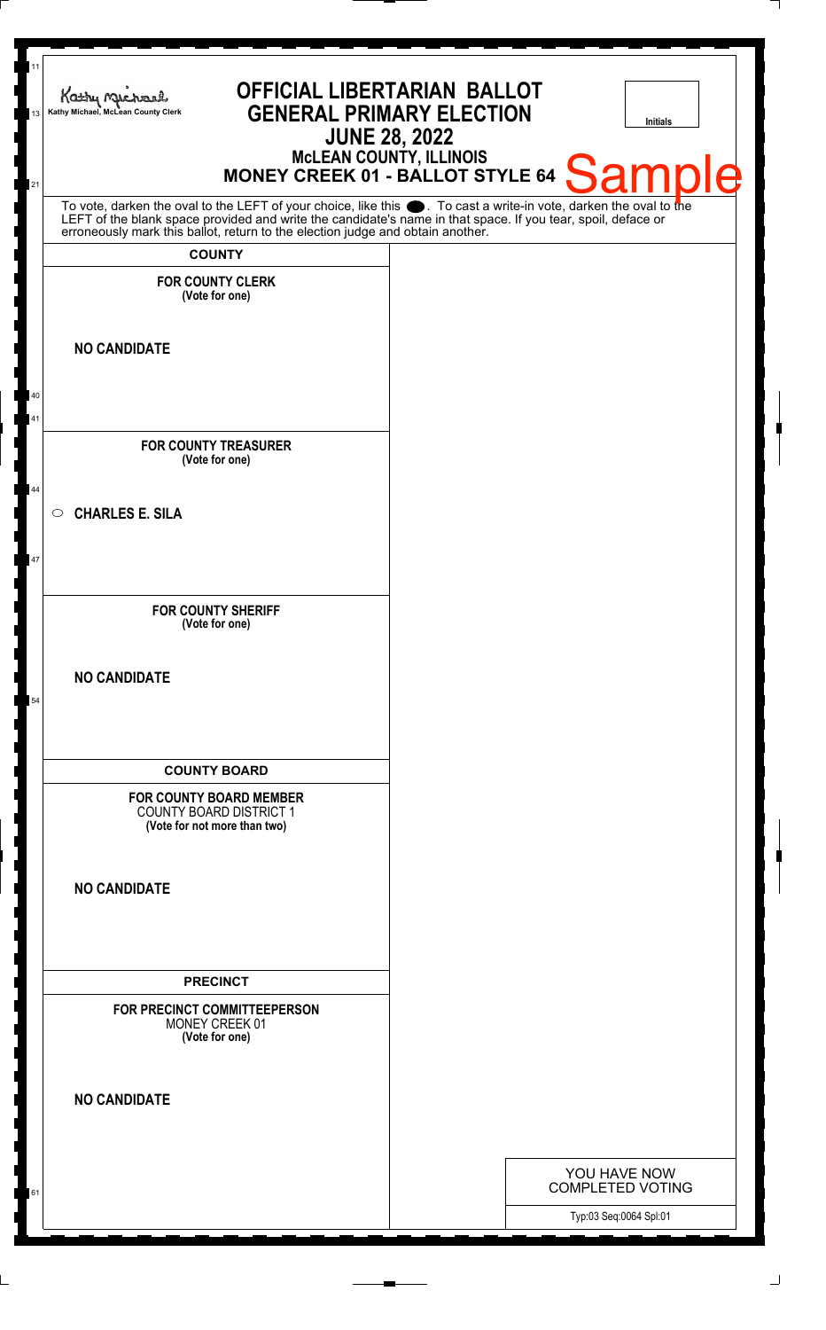Kathy Michael, McLean County Clerk

# OFFICIAL LIBERTARIAN BALLOT
## GENERAL PRIMARY ELECTION
## JUNE 28, 2022
### McLEAN COUNTY, ILLINOIS
### MONEY CREEK 01 - BALLOT STYLE 64

Sample

Initials

To vote, darken the oval to the LEFT of your choice, like this ●. To cast a write-in vote, darken the oval to the LEFT of the blank space provided and write the candidate's name in that space. If you tear, spoil, deface or erroneously mark this ballot, return to the election judge and obtain another.

**COUNTY**

**FOR COUNTY CLERK**
**(Vote for one)**

**NO CANDIDATE**

**FOR COUNTY TREASURER**
**(Vote for one)**

○ **CHARLES E. SILA**

**FOR COUNTY SHERIFF**
**(Vote for one)**

**NO CANDIDATE**

**COUNTY BOARD**

**FOR COUNTY BOARD MEMBER**
COUNTY BOARD DISTRICT 1
**(Vote for not more than two)**

**NO CANDIDATE**

**PRECINCT**

**FOR PRECINCT COMMITTEEPERSON**
MONEY CREEK 01
**(Vote for one)**

**NO CANDIDATE**

YOU HAVE NOW COMPLETED VOTING

Typ:03 Seq:0064 Spl:01